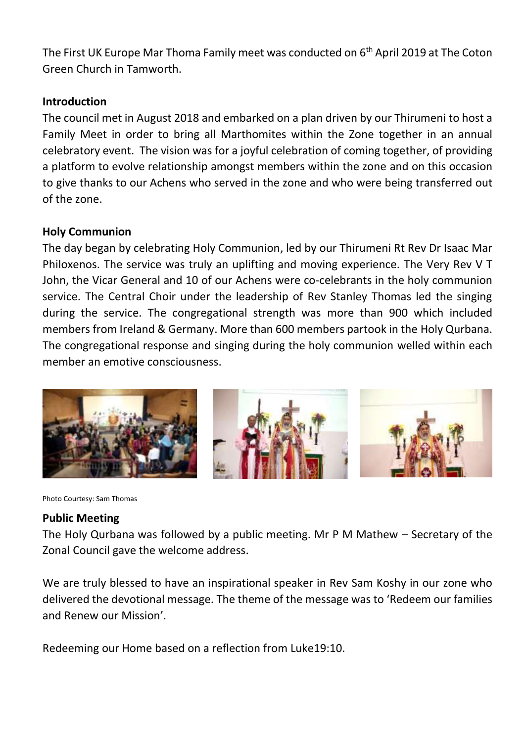The First UK Europe Mar Thoma Family meet was conducted on 6th April 2019 at The Coton Green Church in Tamworth.

**Introduction**

The council met in August 2018 and embarked on a plan driven by our Thirumeni to host a Family Meet in order to bring all Marthomites within the Zone together in an annual celebratory event. The vision was for a joyful celebration of coming together, of providing a platform to evolve relationship amongst members within the zone and on this occasion to give thanks to our Achens who served in the zone and who were being transferred out of the zone.

**Holy Communion**

The day began by celebrating Holy Communion, led by our Thirumeni Rt Rev Dr Isaac Mar Philoxenos. The service was truly an uplifting and moving experience. The Very Rev V T John, the Vicar General and 10 of our Achens were co-celebrants in the holy communion service. The Central Choir under the leadership of Rev Stanley Thomas led the singing during the service. The congregational strength was more than 900 which included members from Ireland & Germany. More than 600 members partook in the Holy Qurbana. The congregational response and singing during the holy communion welled within each member an emotive consciousness.

Photo Courtesy: Sam Thomas

**Public Meeting**

The Holy Qurbana was followed by a public meeting. Mr P M Mathew – Secretary of the Zonal Council gave the welcome address.

We are truly blessed to have an inspirational speaker in Rev Sam Koshy in our zone who delivered the devotional message. The theme of the message was to 'Redeem our families and Renew our Mission'.

Redeeming our Home based on a reflection from Luke19:10.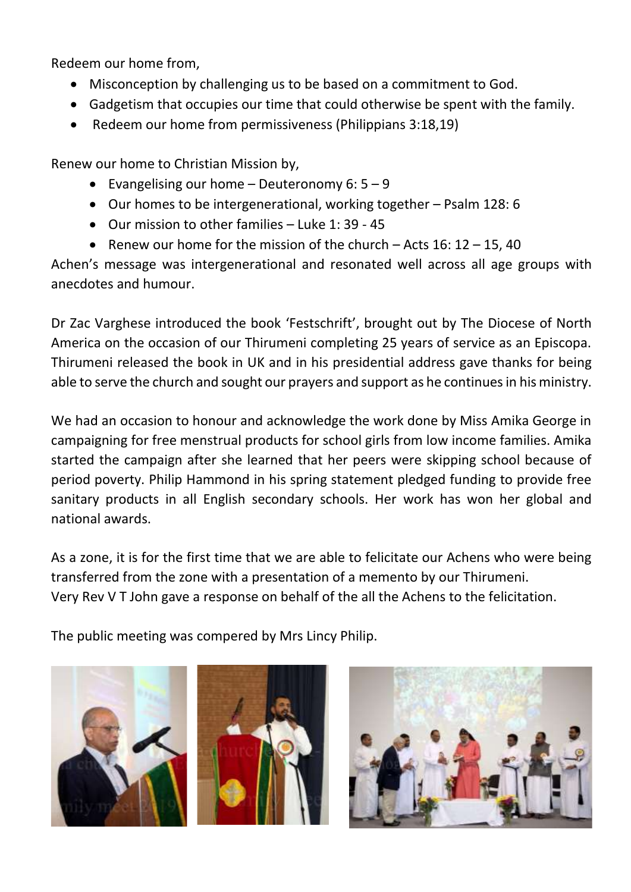Redeem our home from,

- Misconception by challenging us to be based on a commitment to God.
- Gadgetism that occupies our time that could otherwise be spent with the family.
- Redeem our home from permissiveness (Philippians 3:18,19)

Renew our home to Christian Mission by,

- Evangelising our home – Deuteronomy 6: 5 – 9
- Our homes to be intergenerational, working together – Psalm 128: 6
- Our mission to other families – Luke 1: 39 - 45
- Renew our home for the mission of the church – Acts 16: 12 – 15, 40

Achen's message was intergenerational and resonated well across all age groups with anecdotes and humour.

Dr Zac Varghese introduced the book 'Festschrift', brought out by The Diocese of North America on the occasion of our Thirumeni completing 25 years of service as an Episcopa. Thirumeni released the book in UK and in his presidential address gave thanks for being able to serve the church and sought our prayers and support as he continues in his ministry.

We had an occasion to honour and acknowledge the work done by Miss Amika George in campaigning for free menstrual products for school girls from low income families. Amika started the campaign after she learned that her peers were skipping school because of period poverty. Philip Hammond in his spring statement pledged funding to provide free sanitary products in all English secondary schools. Her work has won her global and national awards.

As a zone, it is for the first time that we are able to felicitate our Achens who were being transferred from the zone with a presentation of a memento by our Thirumeni.
Very Rev V T John gave a response on behalf of the all the Achens to the felicitation.

The public meeting was compered by Mrs Lincy Philip.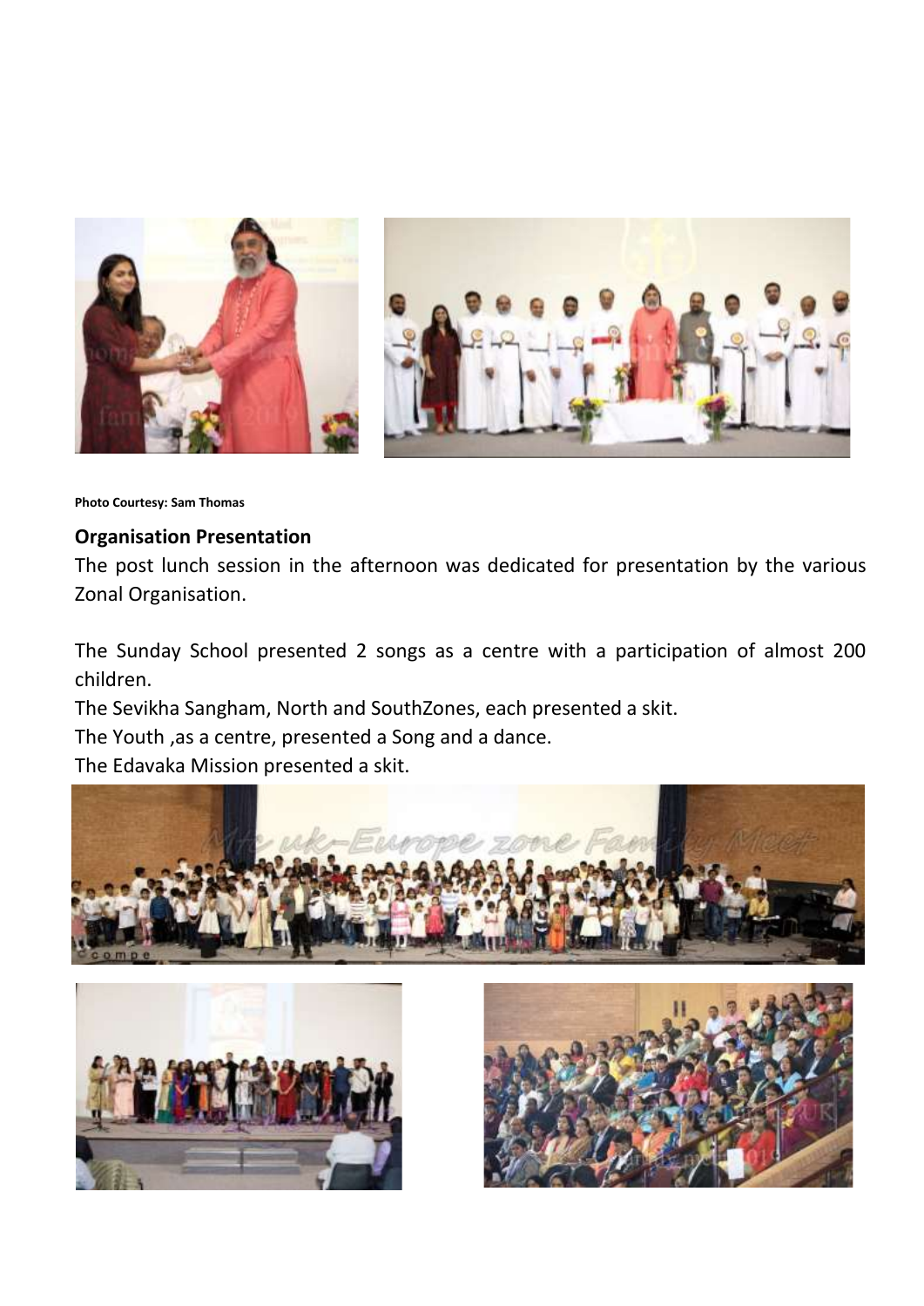Photo Courtesy: Sam Thomas

**Organisation Presentation**

The post lunch session in the afternoon was dedicated for presentation by the various Zonal Organisation.

The Sunday School presented 2 songs as a centre with a participation of almost 200 children.

The Sevikha Sangham, North and SouthZones, each presented a skit.

The Youth ,as a centre, presented a Song and a dance.

The Edavaka Mission presented a skit.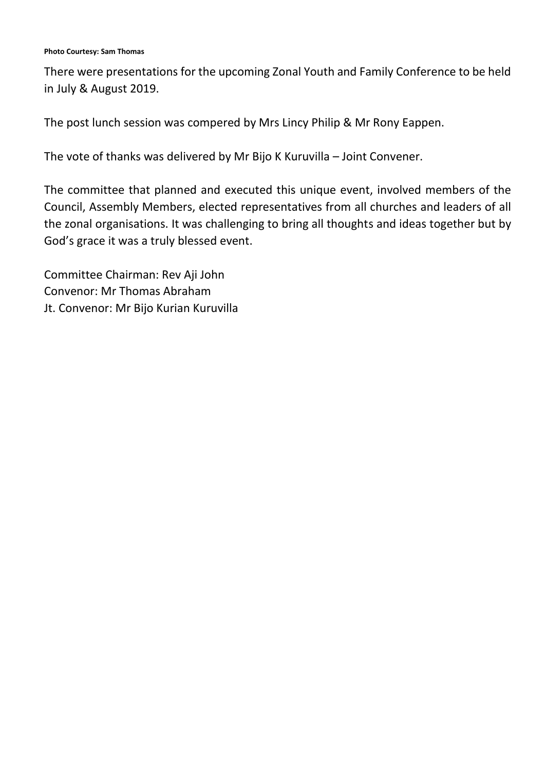**Photo Courtesy: Sam Thomas**

There were presentations for the upcoming Zonal Youth and Family Conference to be held in July & August 2019.

The post lunch session was compered by Mrs Lincy Philip & Mr Rony Eappen.

The vote of thanks was delivered by Mr Bijo K Kuruvilla – Joint Convener.

The committee that planned and executed this unique event, involved members of the Council, Assembly Members, elected representatives from all churches and leaders of all the zonal organisations. It was challenging to bring all thoughts and ideas together but by God's grace it was a truly blessed event.

Committee Chairman: Rev Aji John
Convenor: Mr Thomas Abraham
Jt. Convenor: Mr Bijo Kurian Kuruvilla